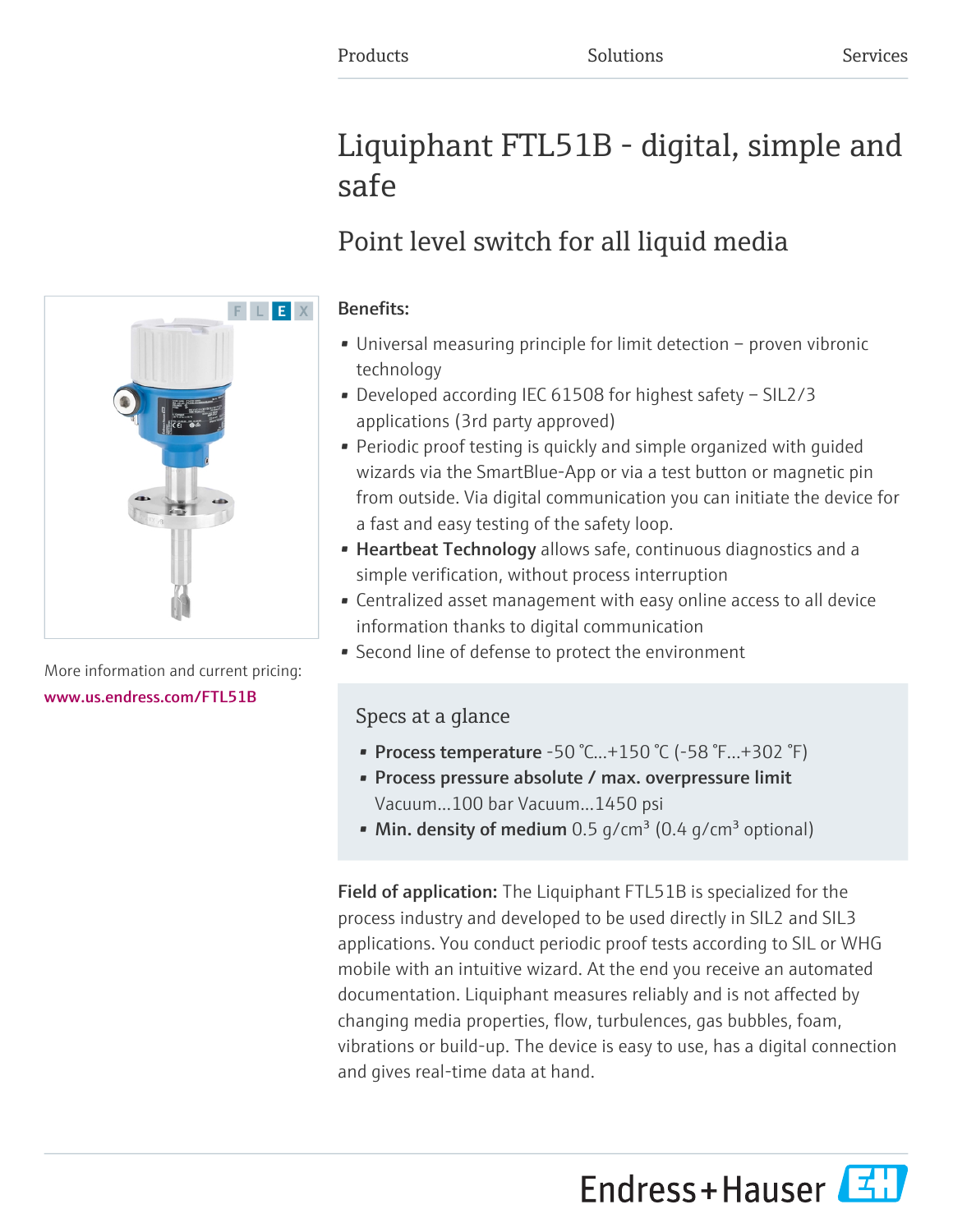Products Solutions Services

# Liquiphant FTL51B - digital, simple and safe

## Point level switch for all liquid media

More information and current pricing:
www.us.endress.com/FTL51B

**Benefits:**

- Universal measuring principle for limit detection – proven vibronic technology
- Developed according IEC 61508 for highest safety – SIL2/3 applications (3rd party approved)
- Periodic proof testing is quickly and simple organized with guided wizards via the SmartBlue-App or via a test button or magnetic pin from outside. Via digital communication you can initiate the device for a fast and easy testing of the safety loop.
- **Heartbeat Technology** allows safe, continuous diagnostics and a simple verification, without process interruption
- Centralized asset management with easy online access to all device information thanks to digital communication
- Second line of defense to protect the environment

### Specs at a glance

- **Process temperature** -50 °C...+150 °C (-58 °F...+302 °F)
- **Process pressure absolute / max. overpressure limit** Vacuum...100 bar Vacuum...1450 psi
- **Min. density of medium** 0.5 g/cm³ (0.4 g/cm³ optional)

**Field of application:** The Liquiphant FTL51B is specialized for the process industry and developed to be used directly in SIL2 and SIL3 applications. You conduct periodic proof tests according to SIL or WHG mobile with an intuitive wizard. At the end you receive an automated documentation. Liquiphant measures reliably and is not affected by changing media properties, flow, turbulences, gas bubbles, foam, vibrations or build-up. The device is easy to use, has a digital connection and gives real-time data at hand.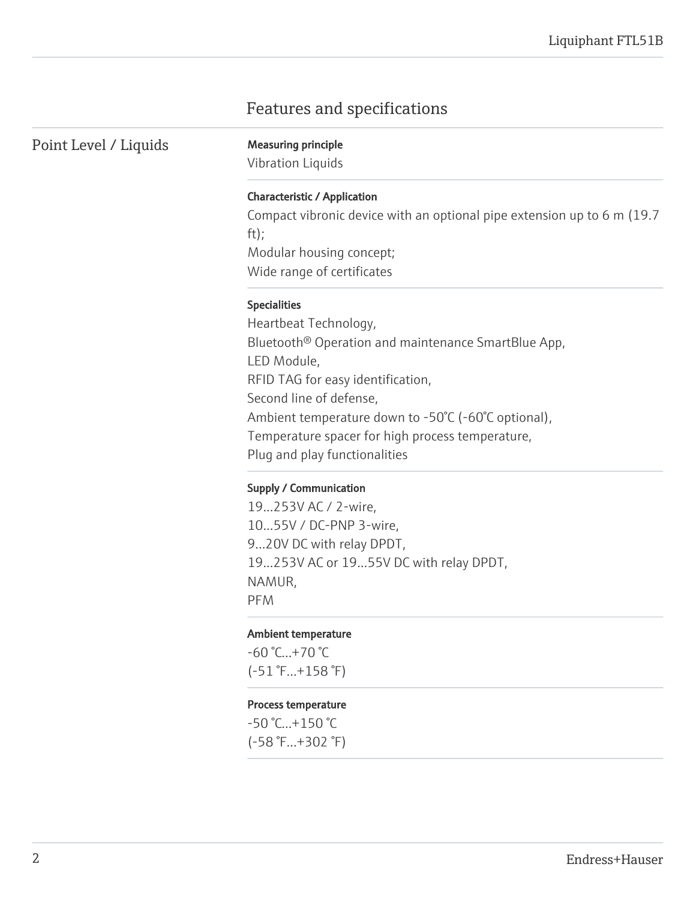# Features and specifications

## Point Level / Liquids

**Measuring principle**

Vibration Liquids

**Characteristic / Application**

Compact vibronic device with an optional pipe extension up to 6 m (19.7 ft);
Modular housing concept;
Wide range of certificates

**Specialities**

Heartbeat Technology,
Bluetooth® Operation and maintenance SmartBlue App,
LED Module,
RFID TAG for easy identification,
Second line of defense,
Ambient temperature down to -50°C (-60°C optional),
Temperature spacer for high process temperature,
Plug and play functionalities

**Supply / Communication**

19...253V AC / 2-wire,
10...55V / DC-PNP 3-wire,
9...20V DC with relay DPDT,
19...253V AC or 19...55V DC with relay DPDT,
NAMUR,
PFM

**Ambient temperature**

-60 °C...+70 °C
(-51 °F...+158 °F)

**Process temperature**

-50 °C...+150 °C
(-58 °F...+302 °F)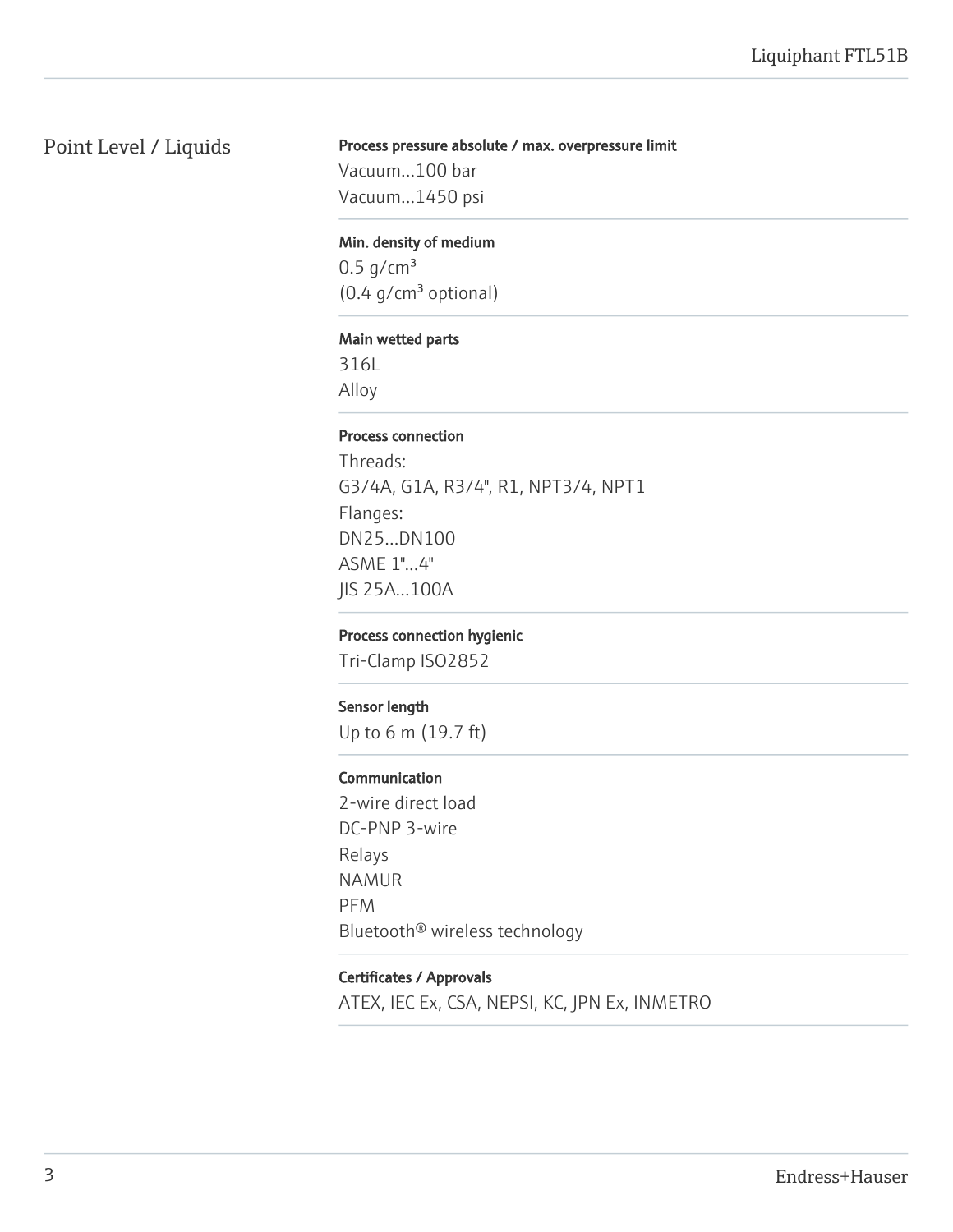## Point Level / Liquids

**Process pressure absolute / max. overpressure limit**

Vacuum...100 bar
Vacuum...1450 psi

**Min. density of medium**

0.5 g/cm³
(0.4 g/cm³ optional)

**Main wetted parts**

316L
Alloy

**Process connection**

Threads:
G3/4A, G1A, R3/4", R1, NPT3/4, NPT1
Flanges:
DN25...DN100
ASME 1"...4"
JIS 25A...100A

**Process connection hygienic**

Tri-Clamp ISO2852

**Sensor length**

Up to 6 m (19.7 ft)

**Communication**

2-wire direct load
DC-PNP 3-wire
Relays
NAMUR
PFM
Bluetooth® wireless technology

**Certificates / Approvals**

ATEX, IEC Ex, CSA, NEPSI, KC, JPN Ex, INMETRO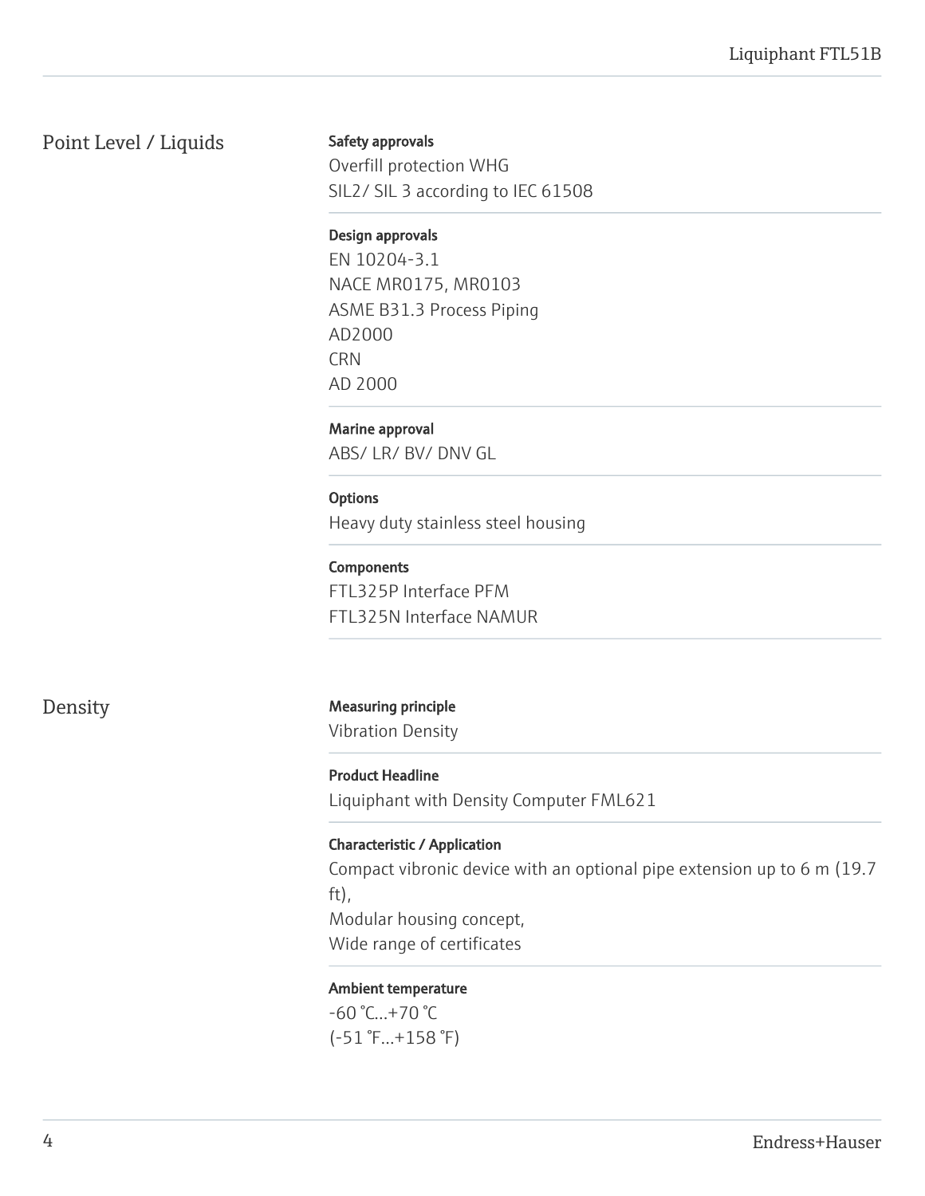## Point Level / Liquids

**Safety approvals**
Overfill protection WHG
SIL2/ SIL 3 according to IEC 61508

**Design approvals**
EN 10204-3.1
NACE MR0175, MR0103
ASME B31.3 Process Piping
AD2000
CRN
AD 2000

**Marine approval**
ABS/ LR/ BV/ DNV GL

**Options**
Heavy duty stainless steel housing

**Components**
FTL325P Interface PFM
FTL325N Interface NAMUR

## Density

**Measuring principle**
Vibration Density

**Product Headline**
Liquiphant with Density Computer FML621

**Characteristic / Application**
Compact vibronic device with an optional pipe extension up to 6 m (19.7 ft),
Modular housing concept,
Wide range of certificates

**Ambient temperature**
-60 °C...+70 °C
(-51 °F...+158 °F)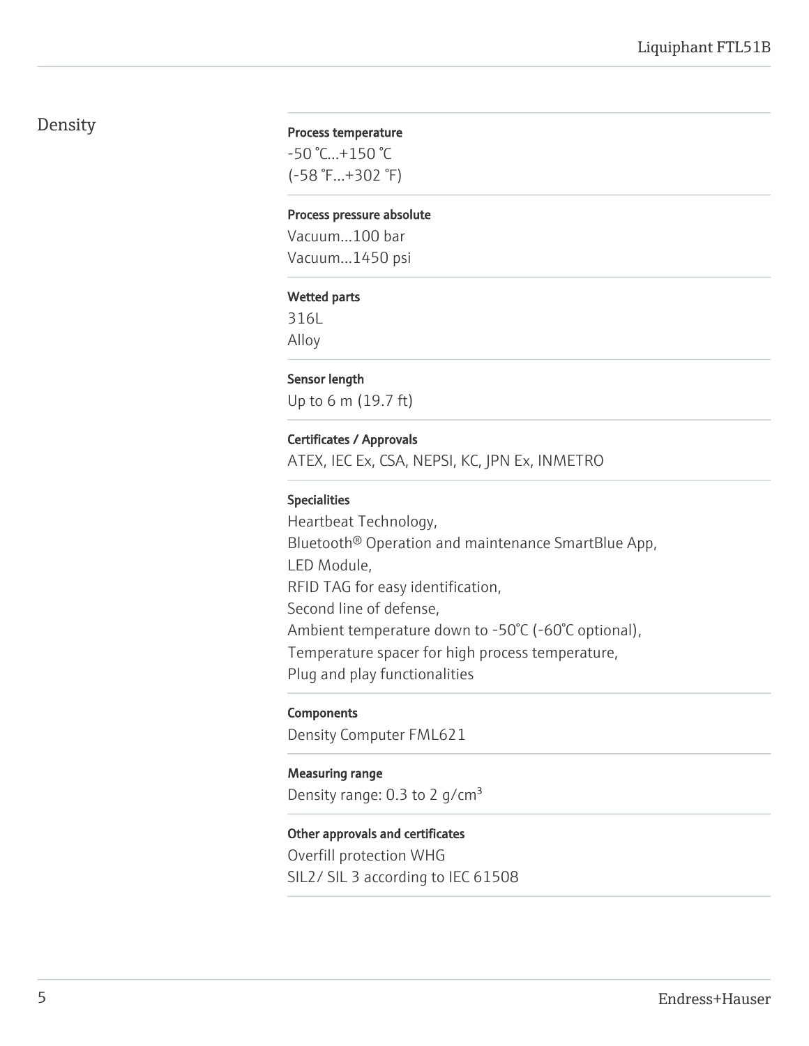# Density

**Process temperature**

-50 °C...+150 °C
(-58 °F...+302 °F)

**Process pressure absolute**

Vacuum...100 bar
Vacuum...1450 psi

**Wetted parts**

316L
Alloy

**Sensor length**

Up to 6 m (19.7 ft)

**Certificates / Approvals**

ATEX, IEC Ex, CSA, NEPSI, KC, JPN Ex, INMETRO

**Specialities**

Heartbeat Technology,
Bluetooth® Operation and maintenance SmartBlue App,
LED Module,
RFID TAG for easy identification,
Second line of defense,
Ambient temperature down to -50°C (-60°C optional),
Temperature spacer for high process temperature,
Plug and play functionalities

**Components**

Density Computer FML621

**Measuring range**

Density range: 0.3 to 2 g/cm³

**Other approvals and certificates**

Overfill protection WHG
SIL2/ SIL 3 according to IEC 61508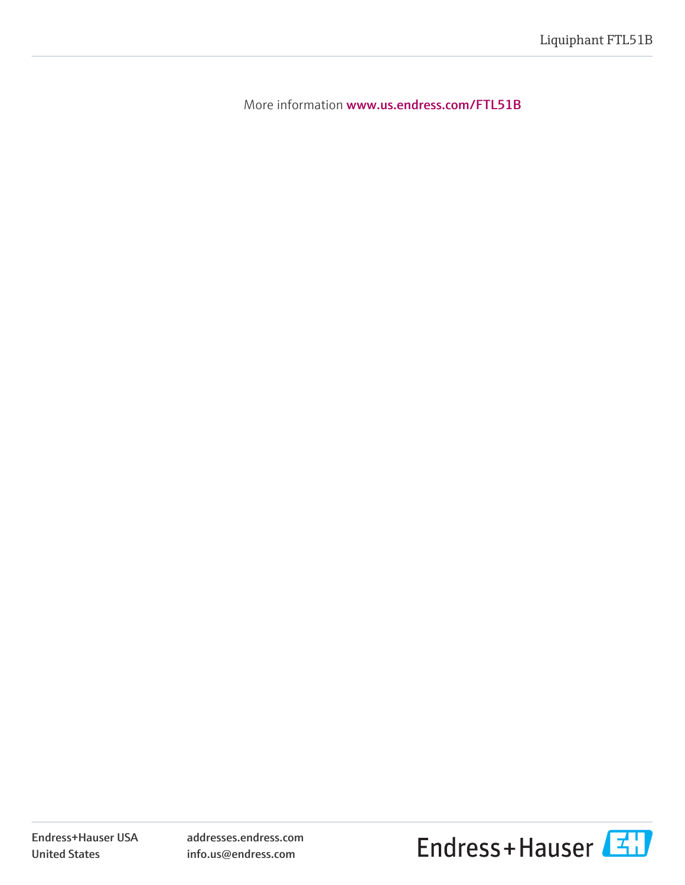More information **www.us.endress.com/FTL51B**

Endress+Hauser USA
United States

addresses.endress.com
info.us@endress.com

Endress+Hauser